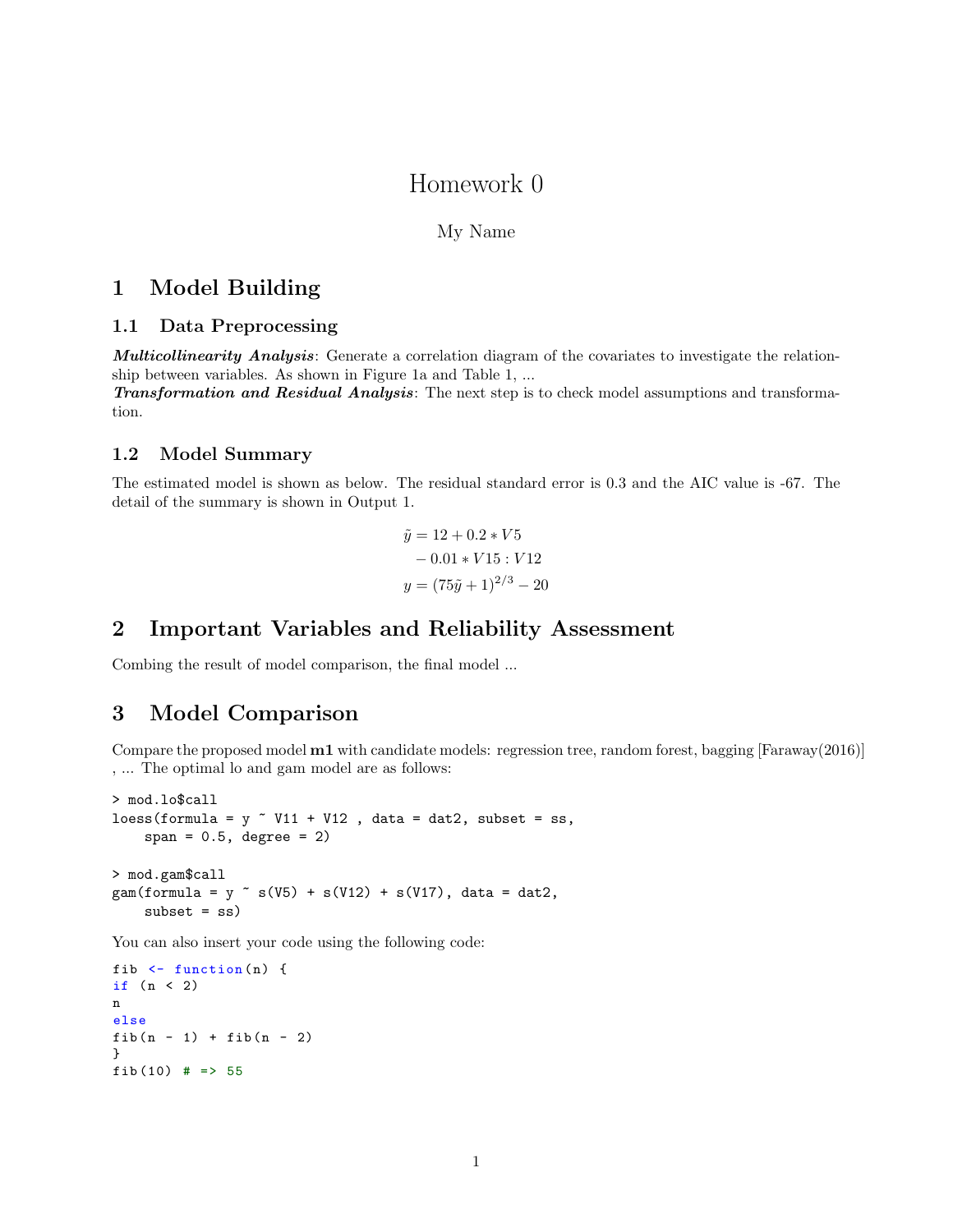// Homework 0

My Name

# 1 Model Building

## 1.1 Data Preprocessing

***Multicollinearity Analysis***: Generate a correlation diagram of the covariates to investigate the relationship between variables. As shown in Figure 1a and Table 1, ...
***Transformation and Residual Analysis***: The next step is to check model assumptions and transformation.

## 1.2 Model Summary

The estimated model is shown as below. The residual standard error is 0.3 and the AIC value is -67. The detail of the summary is shown in Output 1.

$$
\begin{aligned}
\tilde{y} &= 12 + 0.2 * V5 \\
&\quad - 0.01 * V15 : V12 \\
y &= (75\tilde{y} + 1)^{2/3} - 20
\end{aligned}
$$

# 2 Important Variables and Reliability Assessment

Combing the result of model comparison, the final model ...

# 3 Model Comparison

Compare the proposed model **m1** with candidate models: regression tree, random forest, bagging [Faraway(2016)] , ... The optimal lo and gam model are as follows:

```
> mod.lo$call
loess(formula = y ~ V11 + V12 , data = dat2, subset = ss,
    span = 0.5, degree = 2)

> mod.gam$call
gam(formula = y ~ s(V5) + s(V12) + s(V17), data = dat2,
    subset = ss)
```

You can also insert your code using the following code:

```
fib <- function(n) {
if (n < 2)
n
else
fib(n - 1) + fib(n - 2)
}
fib(10) # => 55
```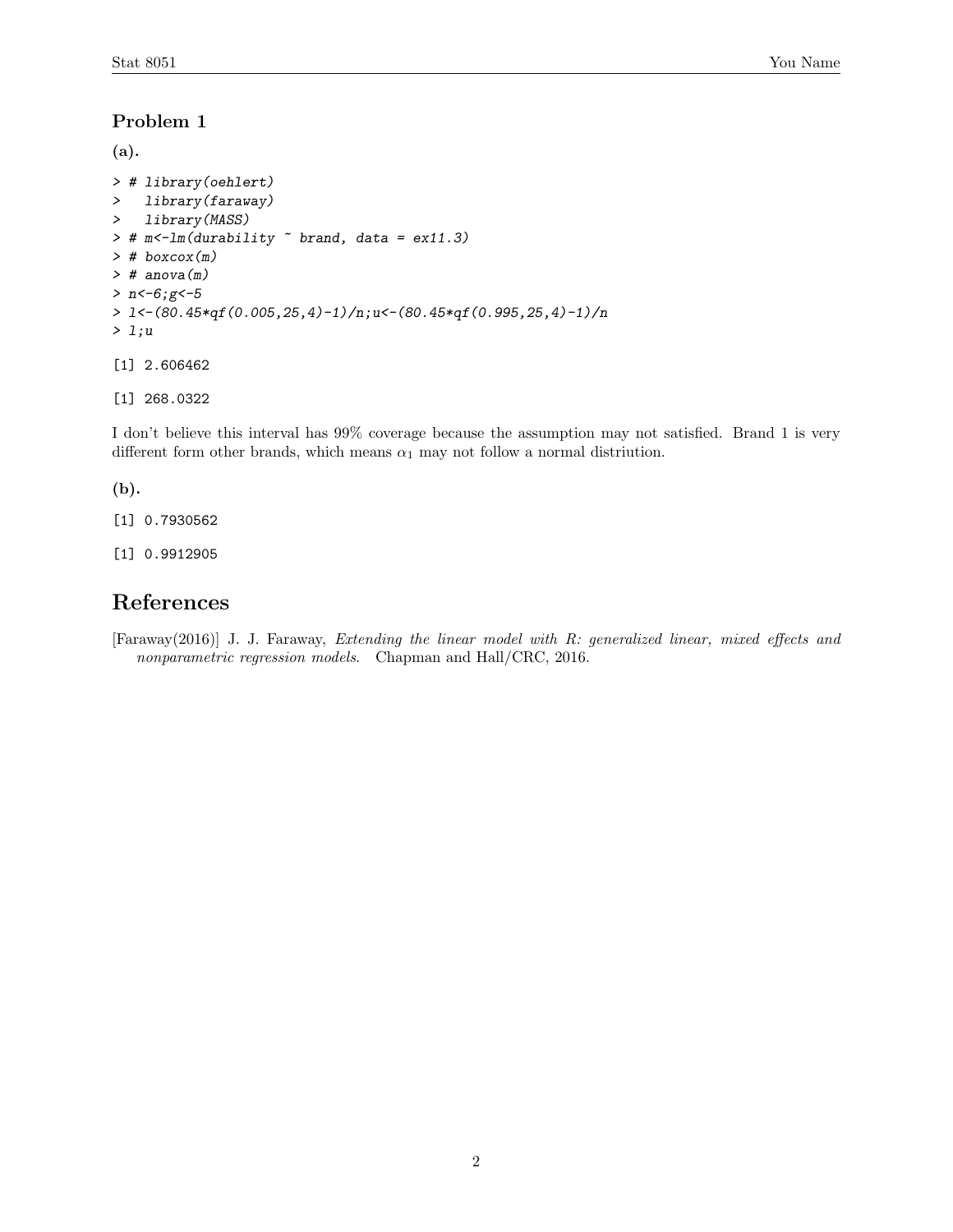### Problem 1

**(a).**

```
> # library(oehlert)
>   library(faraway)
>   library(MASS)
> # m<-lm(durability ~ brand, data = ex11.3)
> # boxcox(m)
> # anova(m)
> n<-6;g<-5
> l<-(80.45*qf(0.005,25,4)-1)/n;u<-(80.45*qf(0.995,25,4)-1)/n
> l;u
```

```
[1] 2.606462
```

```
[1] 268.0322
```

I don't believe this interval has 99% coverage because the assumption may not satisfied. Brand 1 is very different form other brands, which means $\alpha_1$ may not follow a normal distriution.

**(b).**

```
[1] 0.7930562
```

```
[1] 0.9912905
```

## References

[Faraway(2016)] J. J. Faraway, *Extending the linear model with R: generalized linear, mixed effects and nonparametric regression models*. Chapman and Hall/CRC, 2016.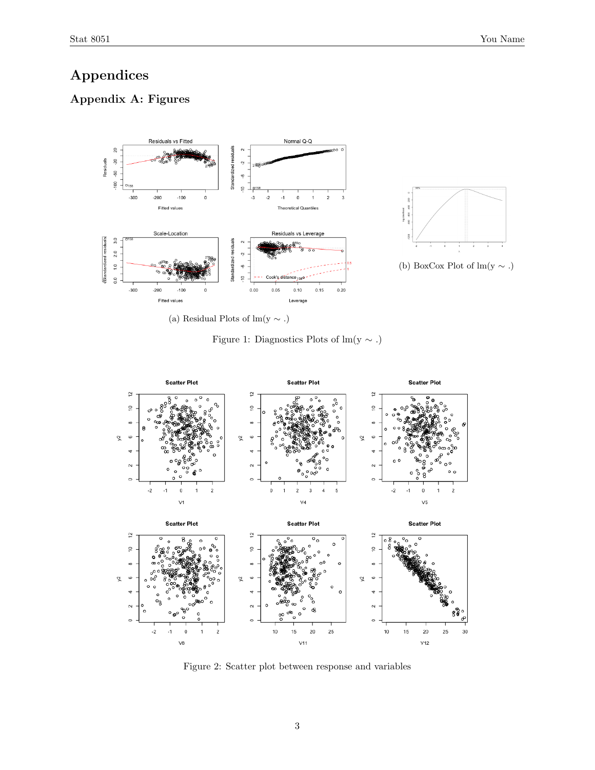# Appendices

## Appendix A: Figures

(a) Residual Plots of lm(y ∼ .)

(b) BoxCox Plot of lm(y ∼ .)

Figure 1: Diagnostics Plots of lm(y ∼ .)

Figure 2: Scatter plot between response and variables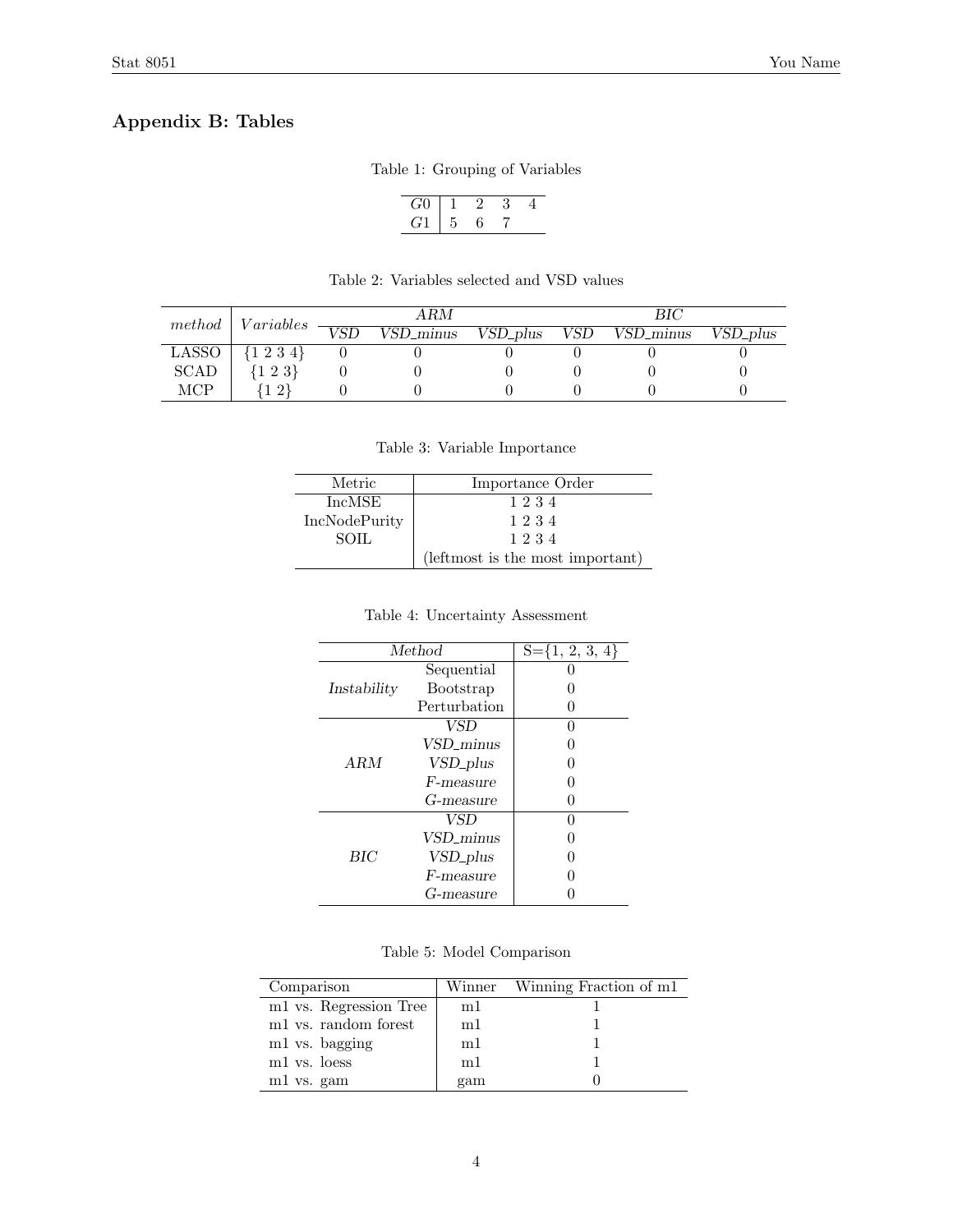## Appendix B: Tables

Table 1: Grouping of Variables

| | | | | |
|---|---|---|---|---|
| $G0$ | 1 | 2 | 3 | 4 |
| $G1$ | 5 | 6 | 7 | |

Table 2: Variables selected and VSD values

| *method* | *Variables* | *ARM* | | | *BIC* | | |
|---|---|---|---|---|---|---|---|
| | | *VSD* | *VSD_minus* | *VSD_plus* | *VSD* | *VSD_minus* | *VSD_plus* |
| LASSO | {1 2 3 4} | 0 | 0 | 0 | 0 | 0 | 0 |
| SCAD | {1 2 3} | 0 | 0 | 0 | 0 | 0 | 0 |
| MCP | {1 2} | 0 | 0 | 0 | 0 | 0 | 0 |

Table 3: Variable Importance

| Metric | Importance Order |
|---|---|
| IncMSE | 1 2 3 4 |
| IncNodePurity | 1 2 3 4 |
| SOIL | 1 2 3 4 |
| | (leftmost is the most important) |

Table 4: Uncertainty Assessment

| *Method* | | S={1, 2, 3, 4} |
|---|---|---|
| *Instability* | Sequential | 0 |
| | Bootstrap | 0 |
| | Perturbation | 0 |
| *ARM* | *VSD* | 0 |
| | *VSD_minus* | 0 |
| | *VSD_plus* | 0 |
| | *F-measure* | 0 |
| | *G-measure* | 0 |
| *BIC* | *VSD* | 0 |
| | *VSD_minus* | 0 |
| | *VSD_plus* | 0 |
| | *F-measure* | 0 |
| | *G-measure* | 0 |

Table 5: Model Comparison

| Comparison | Winner | Winning Fraction of m1 |
|---|---|---|
| m1 vs. Regression Tree | m1 | 1 |
| m1 vs. random forest | m1 | 1 |
| m1 vs. bagging | m1 | 1 |
| m1 vs. loess | m1 | 1 |
| m1 vs. gam | gam | 0 |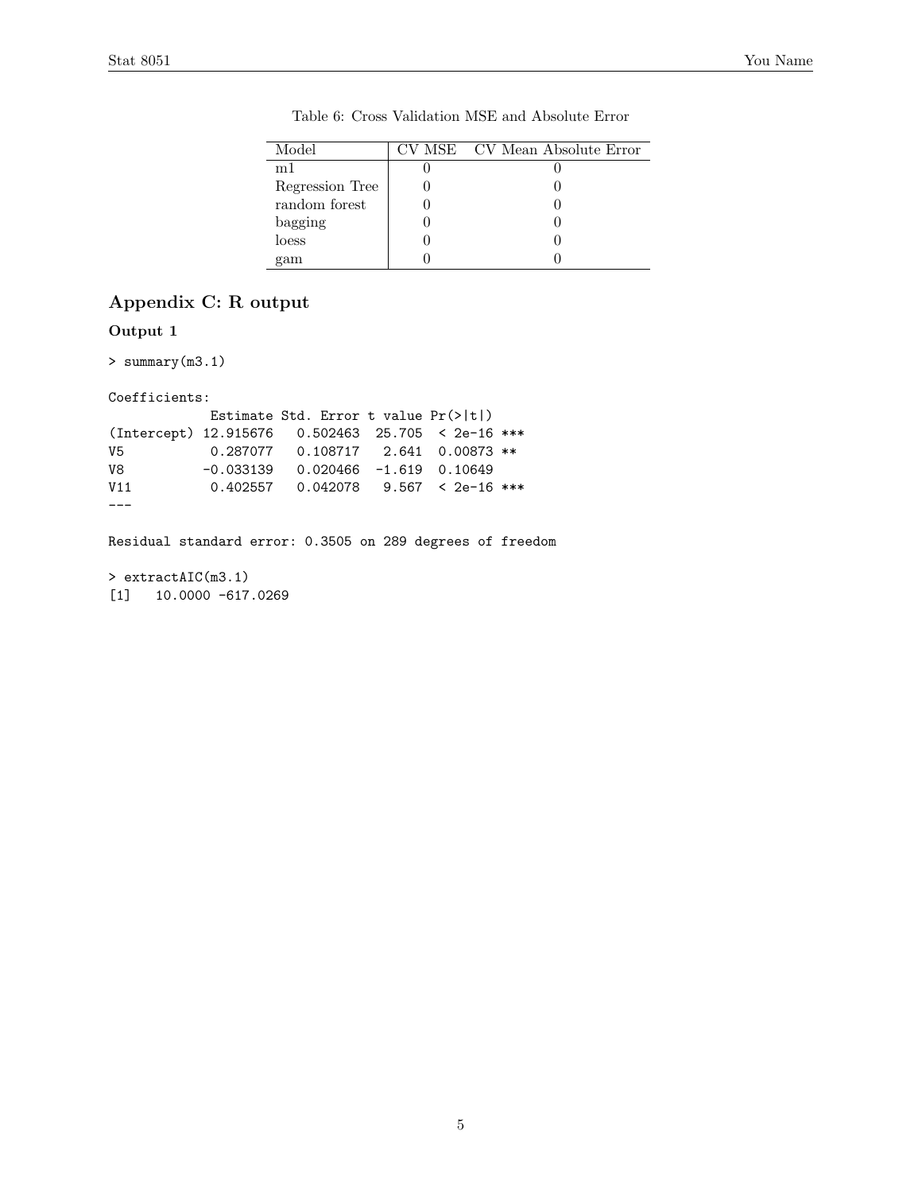Table 6: Cross Validation MSE and Absolute Error

| Model | CV MSE | CV Mean Absolute Error |
|---|---|---|
| m1 | 0 | 0 |
| Regression Tree | 0 | 0 |
| random forest | 0 | 0 |
| bagging | 0 | 0 |
| loess | 0 | 0 |
| gam | 0 | 0 |

## Appendix C: R output

### Output 1

```
> summary(m3.1)

Coefficients:
            Estimate Std. Error t value Pr(>|t|)
(Intercept) 12.915676   0.502463  25.705  < 2e-16 ***
V5           0.287077   0.108717   2.641  0.00873 **
V8          -0.033139   0.020466  -1.619  0.10649
V11          0.402557   0.042078   9.567  < 2e-16 ***
---

Residual standard error: 0.3505 on 289 degrees of freedom

> extractAIC(m3.1)
[1]   10.0000 -617.0269
```